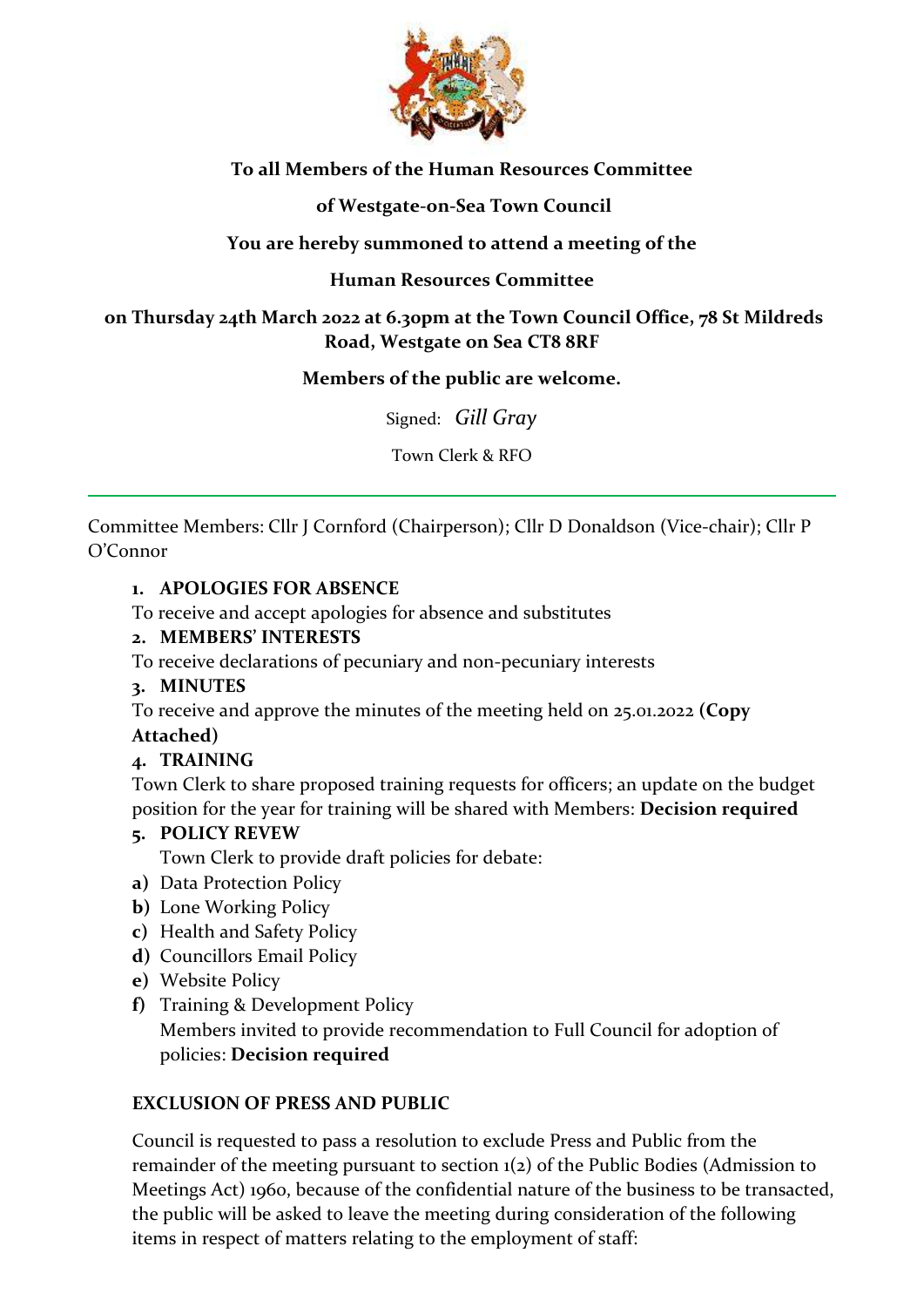**To all Members of the Human Resources Committee**

**of Westgate-on-Sea Town Council**

**You are hereby summoned to attend a meeting of the**

**Human Resources Committee**

**on Thursday 24th March 2022 at 6.30pm at the Town Council Office, 78 St Mildreds Road, Westgate on Sea CT8 8RF**

**Members of the public are welcome.**

Signed: *Gill Gray*

Town Clerk & RFO

---

Committee Members: Cllr J Cornford (Chairperson); Cllr D Donaldson (Vice-chair); Cllr P O'Connor

1. **APOLOGIES FOR ABSENCE**

   To receive and accept apologies for absence and substitutes

2. **MEMBERS' INTERESTS**

   To receive declarations of pecuniary and non-pecuniary interests

3. **MINUTES**

   To receive and approve the minutes of the meeting held on 25.01.2022 **(Copy Attached)**

4. **TRAINING**

   Town Clerk to share proposed training requests for officers; an update on the budget position for the year for training will be shared with Members: **Decision required**

5. **POLICY REVEW**

   Town Clerk to provide draft policies for debate:

   a) Data Protection Policy
   b) Lone Working Policy
   c) Health and Safety Policy
   d) Councillors Email Policy
   e) Website Policy
   f) Training & Development Policy

   Members invited to provide recommendation to Full Council for adoption of policies: **Decision required**

**EXCLUSION OF PRESS AND PUBLIC**

Council is requested to pass a resolution to exclude Press and Public from the remainder of the meeting pursuant to section 1(2) of the Public Bodies (Admission to Meetings Act) 1960, because of the confidential nature of the business to be transacted, the public will be asked to leave the meeting during consideration of the following items in respect of matters relating to the employment of staff: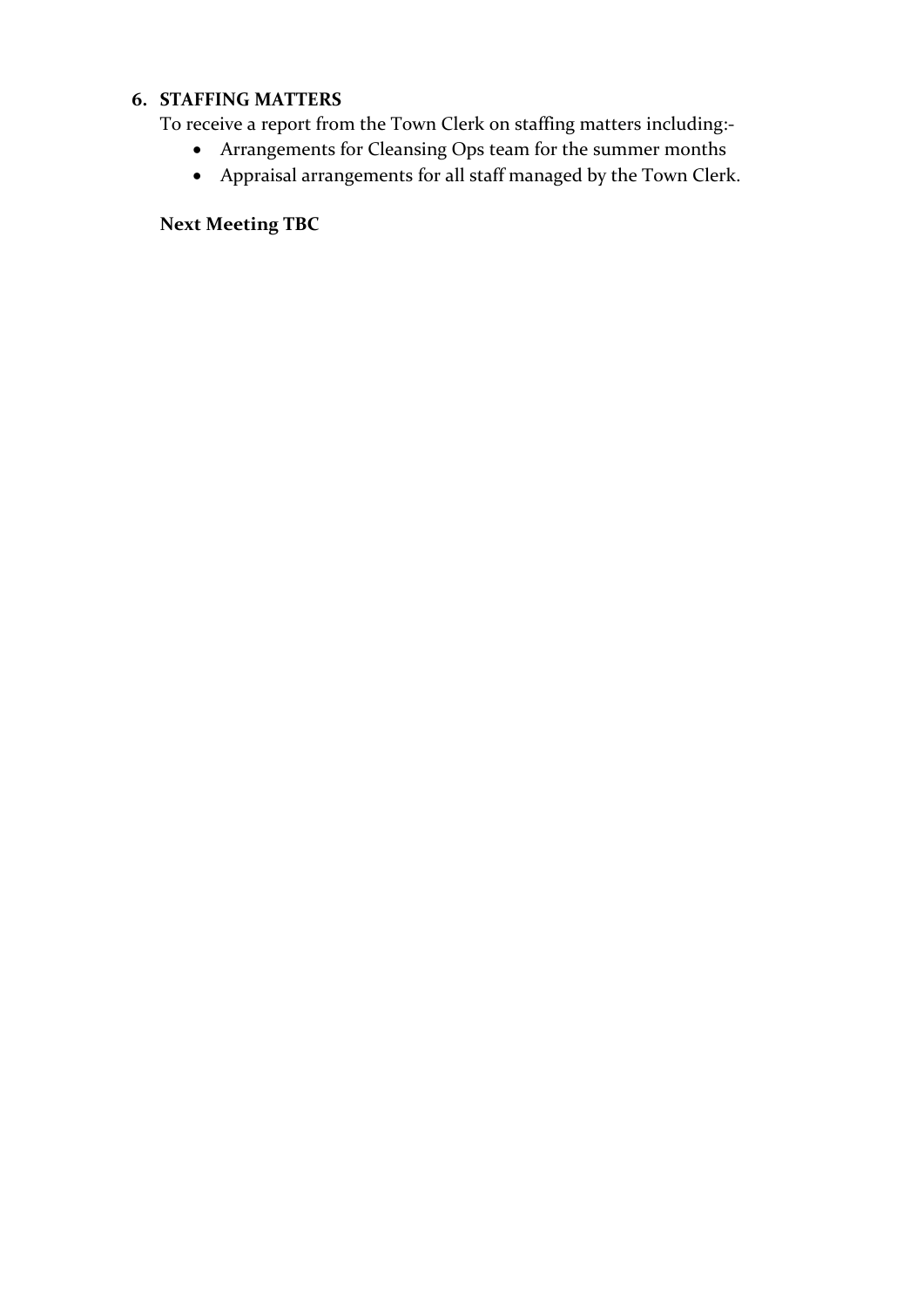**6. STAFFING MATTERS**

To receive a report from the Town Clerk on staffing matters including:-

- Arrangements for Cleansing Ops team for the summer months
- Appraisal arrangements for all staff managed by the Town Clerk.

**Next Meeting TBC**